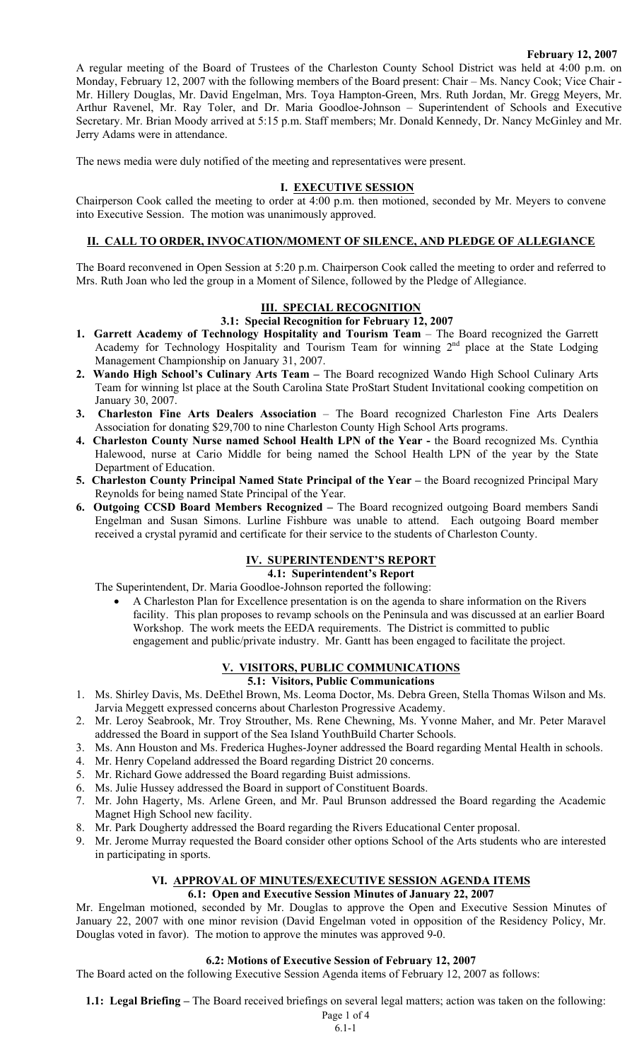February 12, 2007

A regular meeting of the Board of Trustees of the Charleston County School District was held at 4:00 p.m. on Monday, February 12, 2007 with the following members of the Board present: Chair – Ms. Nancy Cook; Vice Chair - Mr. Hillery Douglas, Mr. David Engelman, Mrs. Toya Hampton-Green, Mrs. Ruth Jordan, Mr. Gregg Meyers, Mr. Arthur Ravenel, Mr. Ray Toler, and Dr. Maria Goodloe-Johnson – Superintendent of Schools and Executive Secretary. Mr. Brian Moody arrived at 5:15 p.m. Staff members; Mr. Donald Kennedy, Dr. Nancy McGinley and Mr. Jerry Adams were in attendance.

The news media were duly notified of the meeting and representatives were present.

## I. EXECUTIVE SESSION

Chairperson Cook called the meeting to order at 4:00 p.m. then motioned, seconded by Mr. Meyers to convene into Executive Session. The motion was unanimously approved.

## II. CALL TO ORDER, INVOCATION/MOMENT OF SILENCE, AND PLEDGE OF ALLEGIANCE

The Board reconvened in Open Session at 5:20 p.m. Chairperson Cook called the meeting to order and referred to Mrs. Ruth Joan who led the group in a Moment of Silence, followed by the Pledge of Allegiance.

## III. SPECIAL RECOGNITION

### 3.1: Special Recognition for February 12, 2007

1. **Garrett Academy of Technology Hospitality and Tourism Team** – The Board recognized the Garrett Academy for Technology Hospitality and Tourism Team for winning 2nd place at the State Lodging Management Championship on January 31, 2007.
2. **Wando High School's Culinary Arts Team –** The Board recognized Wando High School Culinary Arts Team for winning lst place at the South Carolina State ProStart Student Invitational cooking competition on January 30, 2007.
3. **Charleston Fine Arts Dealers Association** – The Board recognized Charleston Fine Arts Dealers Association for donating $29,700 to nine Charleston County High School Arts programs.
4. **Charleston County Nurse named School Health LPN of the Year -** the Board recognized Ms. Cynthia Halewood, nurse at Cario Middle for being named the School Health LPN of the year by the State Department of Education.
5. **Charleston County Principal Named State Principal of the Year –** the Board recognized Principal Mary Reynolds for being named State Principal of the Year.
6. **Outgoing CCSD Board Members Recognized –** The Board recognized outgoing Board members Sandi Engelman and Susan Simons. Lurline Fishbure was unable to attend. Each outgoing Board member received a crystal pyramid and certificate for their service to the students of Charleston County.

## IV. SUPERINTENDENT'S REPORT

### 4.1: Superintendent's Report

The Superintendent, Dr. Maria Goodloe-Johnson reported the following:

- A Charleston Plan for Excellence presentation is on the agenda to share information on the Rivers facility. This plan proposes to revamp schools on the Peninsula and was discussed at an earlier Board Workshop. The work meets the EEDA requirements. The District is committed to public engagement and public/private industry. Mr. Gantt has been engaged to facilitate the project.

## V. VISITORS, PUBLIC COMMUNICATIONS

### 5.1: Visitors, Public Communications

1. Ms. Shirley Davis, Ms. DeEthel Brown, Ms. Leoma Doctor, Ms. Debra Green, Stella Thomas Wilson and Ms. Jarvia Meggett expressed concerns about Charleston Progressive Academy.
2. Mr. Leroy Seabrook, Mr. Troy Strouther, Ms. Rene Chewning, Ms. Yvonne Maher, and Mr. Peter Maravel addressed the Board in support of the Sea Island YouthBuild Charter Schools.
3. Ms. Ann Houston and Ms. Frederica Hughes-Joyner addressed the Board regarding Mental Health in schools.
4. Mr. Henry Copeland addressed the Board regarding District 20 concerns.
5. Mr. Richard Gowe addressed the Board regarding Buist admissions.
6. Ms. Julie Hussey addressed the Board in support of Constituent Boards.
7. Mr. John Hagerty, Ms. Arlene Green, and Mr. Paul Brunson addressed the Board regarding the Academic Magnet High School new facility.
8. Mr. Park Dougherty addressed the Board regarding the Rivers Educational Center proposal.
9. Mr. Jerome Murray requested the Board consider other options School of the Arts students who are interested in participating in sports.

## VI. APPROVAL OF MINUTES/EXECUTIVE SESSION AGENDA ITEMS

### 6.1: Open and Executive Session Minutes of January 22, 2007

Mr. Engelman motioned, seconded by Mr. Douglas to approve the Open and Executive Session Minutes of January 22, 2007 with one minor revision (David Engelman voted in opposition of the Residency Policy, Mr. Douglas voted in favor). The motion to approve the minutes was approved 9-0.

### 6.2: Motions of Executive Session of February 12, 2007

The Board acted on the following Executive Session Agenda items of February 12, 2007 as follows:

**1.1: Legal Briefing –** The Board received briefings on several legal matters; action was taken on the following: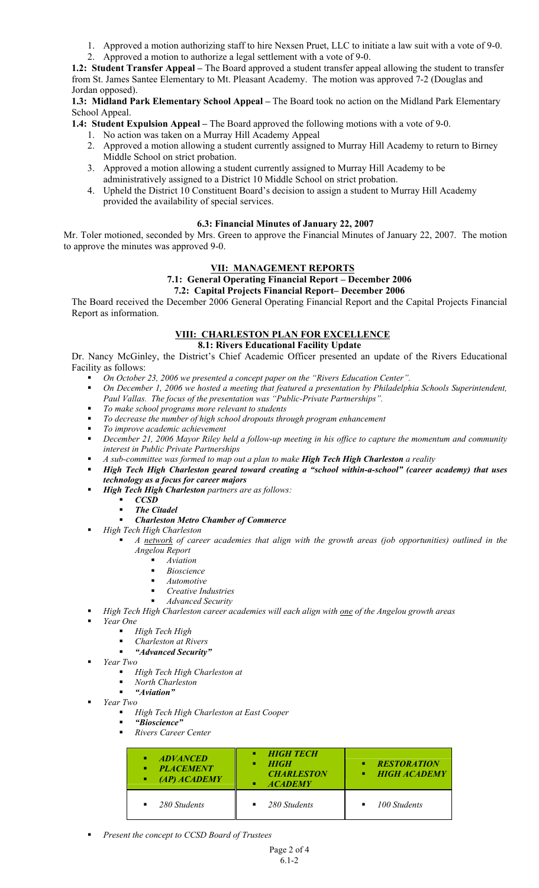1. Approved a motion authorizing staff to hire Nexsen Pruet, LLC to initiate a law suit with a vote of 9-0.
2. Approved a motion to authorize a legal settlement with a vote of 9-0.

**1.2: Student Transfer Appeal –** The Board approved a student transfer appeal allowing the student to transfer from St. James Santee Elementary to Mt. Pleasant Academy. The motion was approved 7-2 (Douglas and Jordan opposed).

**1.3: Midland Park Elementary School Appeal –** The Board took no action on the Midland Park Elementary School Appeal.

**1.4: Student Expulsion Appeal –** The Board approved the following motions with a vote of 9-0.

1. No action was taken on a Murray Hill Academy Appeal
2. Approved a motion allowing a student currently assigned to Murray Hill Academy to return to Birney Middle School on strict probation.
3. Approved a motion allowing a student currently assigned to Murray Hill Academy to be administratively assigned to a District 10 Middle School on strict probation.
4. Upheld the District 10 Constituent Board's decision to assign a student to Murray Hill Academy provided the availability of special services.

**6.3: Financial Minutes of January 22, 2007**

Mr. Toler motioned, seconded by Mrs. Green to approve the Financial Minutes of January 22, 2007. The motion to approve the minutes was approved 9-0.

## VII: MANAGEMENT REPORTS

**7.1: General Operating Financial Report – December 2006**

**7.2: Capital Projects Financial Report– December 2006**

The Board received the December 2006 General Operating Financial Report and the Capital Projects Financial Report as information.

## VIII: CHARLESTON PLAN FOR EXCELLENCE

**8.1: Rivers Educational Facility Update**

Dr. Nancy McGinley, the District's Chief Academic Officer presented an update of the Rivers Educational Facility as follows:

- *On October 23, 2006 we presented a concept paper on the "Rivers Education Center".*
- *On December 1, 2006 we hosted a meeting that featured a presentation by Philadelphia Schools Superintendent, Paul Vallas. The focus of the presentation was "Public-Private Partnerships".*
- *To make school programs more relevant to students*
- *To decrease the number of high school dropouts through program enhancement*
- *To improve academic achievement*
- *December 21, 2006 Mayor Riley held a follow-up meeting in his office to capture the momentum and community interest in Public Private Partnerships*
- *A sub-committee was formed to map out a plan to make **High Tech High Charleston** a reality*
- ***High Tech High Charleston geared toward creating a "school within-a-school" (career academy) that uses technology as a focus for career majors***
- ***High Tech High Charleston** partners are as follows:*
  - ***CCSD***
  - ***The Citadel***
  - ***Charleston Metro Chamber of Commerce***
- *High Tech High Charleston*
  - *A network of career academies that align with the growth areas (job opportunities) outlined in the Angelou Report*
    - *Aviation*
    - *Bioscience*
    - *Automotive*
    - *Creative Industries*
    - *Advanced Security*
- *High Tech High Charleston career academies will each align with one of the Angelou growth areas*
- *Year One*
  - *High Tech High*
  - *Charleston at Rivers*
  - ***"Advanced Security"***
- *Year Two*
  - *High Tech High Charleston at*
  - *North Charleston*
  - ***"Aviation"***
- *Year Two*
  - *High Tech High Charleston at East Cooper*
  - ***"Bioscience"***
  - *Rivers Career Center*

| ***ADVANCED PLACEMENT (AP) ACADEMY*** | ***HIGH TECH HIGH CHARLESTON ACADEMY*** | ***RESTORATION HIGH ACADEMY*** |
|---|---|---|
| *280 Students* | *280 Students* | *100 Students* |

- *Present the concept to CCSD Board of Trustees*

6.1-2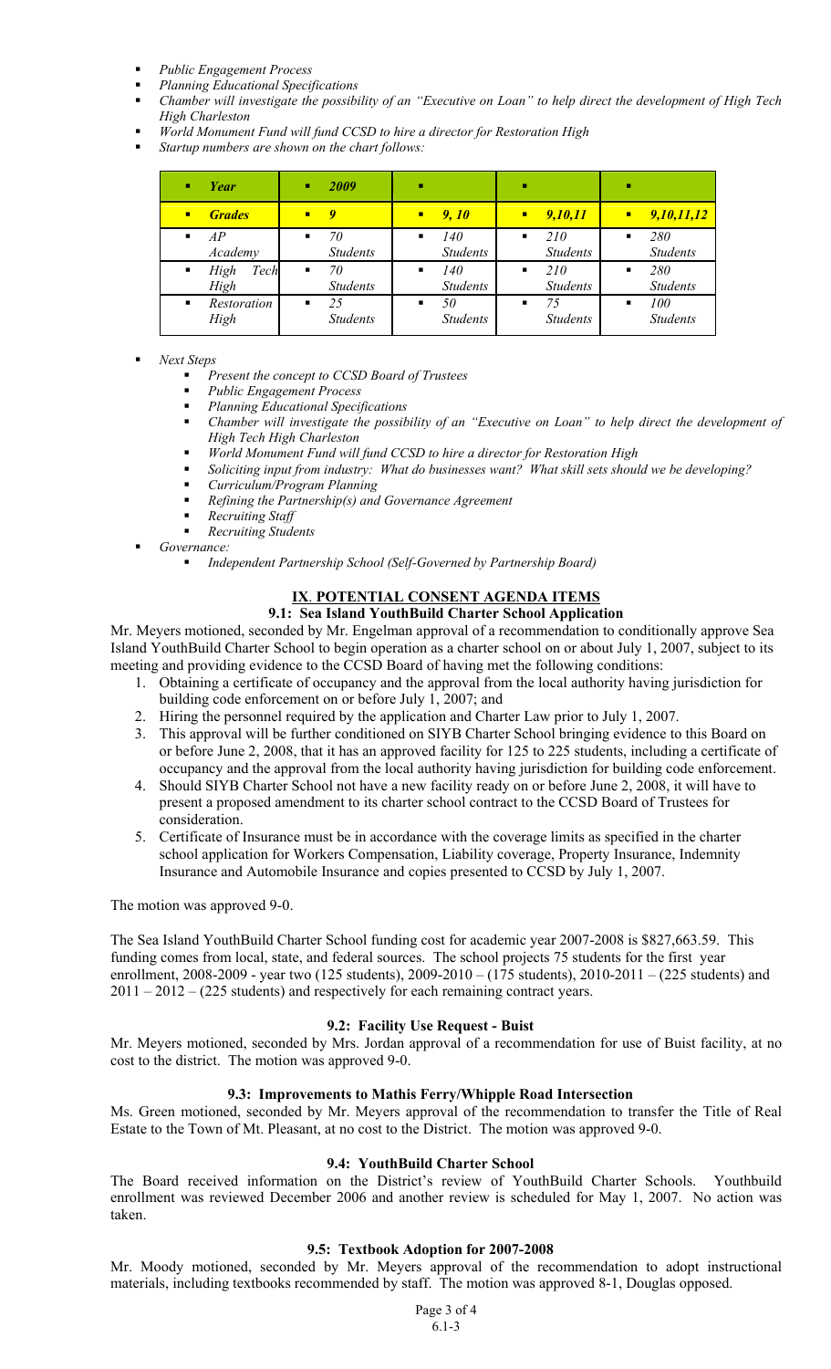- *Public Engagement Process*
- *Planning Educational Specifications*
- *Chamber will investigate the possibility of an "Executive on Loan" to help direct the development of High Tech High Charleston*
- *World Monument Fund will fund CCSD to hire a director for Restoration High*
- *Startup numbers are shown on the chart follows:*

| *Year* | *2009* | | | |
|---|---|---|---|---|
| *Grades* | *9* | *9, 10* | *9,10,11* | *9,10,11,12* |
| *AP Academy* | *70 Students* | *140 Students* | *210 Students* | *280 Students* |
| *High Tech High* | *70 Students* | *140 Students* | *210 Students* | *280 Students* |
| *Restoration High* | *25 Students* | *50 Students* | *75 Students* | *100 Students* |

- *Next Steps*
  - *Present the concept to CCSD Board of Trustees*
  - *Public Engagement Process*
  - *Planning Educational Specifications*
  - *Chamber will investigate the possibility of an "Executive on Loan" to help direct the development of High Tech High Charleston*
  - *World Monument Fund will fund CCSD to hire a director for Restoration High*
  - *Soliciting input from industry: What do businesses want? What skill sets should we be developing?*
  - *Curriculum/Program Planning*
  - *Refining the Partnership(s) and Governance Agreement*
  - *Recruiting Staff*
  - *Recruiting Students*
- *Governance:*
  - *Independent Partnership School (Self-Governed by Partnership Board)*

## IX. POTENTIAL CONSENT AGENDA ITEMS

### 9.1: Sea Island YouthBuild Charter School Application

Mr. Meyers motioned, seconded by Mr. Engelman approval of a recommendation to conditionally approve Sea Island YouthBuild Charter School to begin operation as a charter school on or about July 1, 2007, subject to its meeting and providing evidence to the CCSD Board of having met the following conditions:

1. Obtaining a certificate of occupancy and the approval from the local authority having jurisdiction for building code enforcement on or before July 1, 2007; and
2. Hiring the personnel required by the application and Charter Law prior to July 1, 2007.
3. This approval will be further conditioned on SIYB Charter School bringing evidence to this Board on or before June 2, 2008, that it has an approved facility for 125 to 225 students, including a certificate of occupancy and the approval from the local authority having jurisdiction for building code enforcement.
4. Should SIYB Charter School not have a new facility ready on or before June 2, 2008, it will have to present a proposed amendment to its charter school contract to the CCSD Board of Trustees for consideration.
5. Certificate of Insurance must be in accordance with the coverage limits as specified in the charter school application for Workers Compensation, Liability coverage, Property Insurance, Indemnity Insurance and Automobile Insurance and copies presented to CCSD by July 1, 2007.

The motion was approved 9-0.

The Sea Island YouthBuild Charter School funding cost for academic year 2007-2008 is $827,663.59. This funding comes from local, state, and federal sources. The school projects 75 students for the first year enrollment, 2008-2009 - year two (125 students), 2009-2010 – (175 students), 2010-2011 – (225 students) and 2011 – 2012 – (225 students) and respectively for each remaining contract years.

### 9.2: Facility Use Request - Buist

Mr. Meyers motioned, seconded by Mrs. Jordan approval of a recommendation for use of Buist facility, at no cost to the district. The motion was approved 9-0.

### 9.3: Improvements to Mathis Ferry/Whipple Road Intersection

Ms. Green motioned, seconded by Mr. Meyers approval of the recommendation to transfer the Title of Real Estate to the Town of Mt. Pleasant, at no cost to the District. The motion was approved 9-0.

### 9.4: YouthBuild Charter School

The Board received information on the District's review of YouthBuild Charter Schools. Youthbuild enrollment was reviewed December 2006 and another review is scheduled for May 1, 2007. No action was taken.

### 9.5: Textbook Adoption for 2007-2008

Mr. Moody motioned, seconded by Mr. Meyers approval of the recommendation to adopt instructional materials, including textbooks recommended by staff. The motion was approved 8-1, Douglas opposed.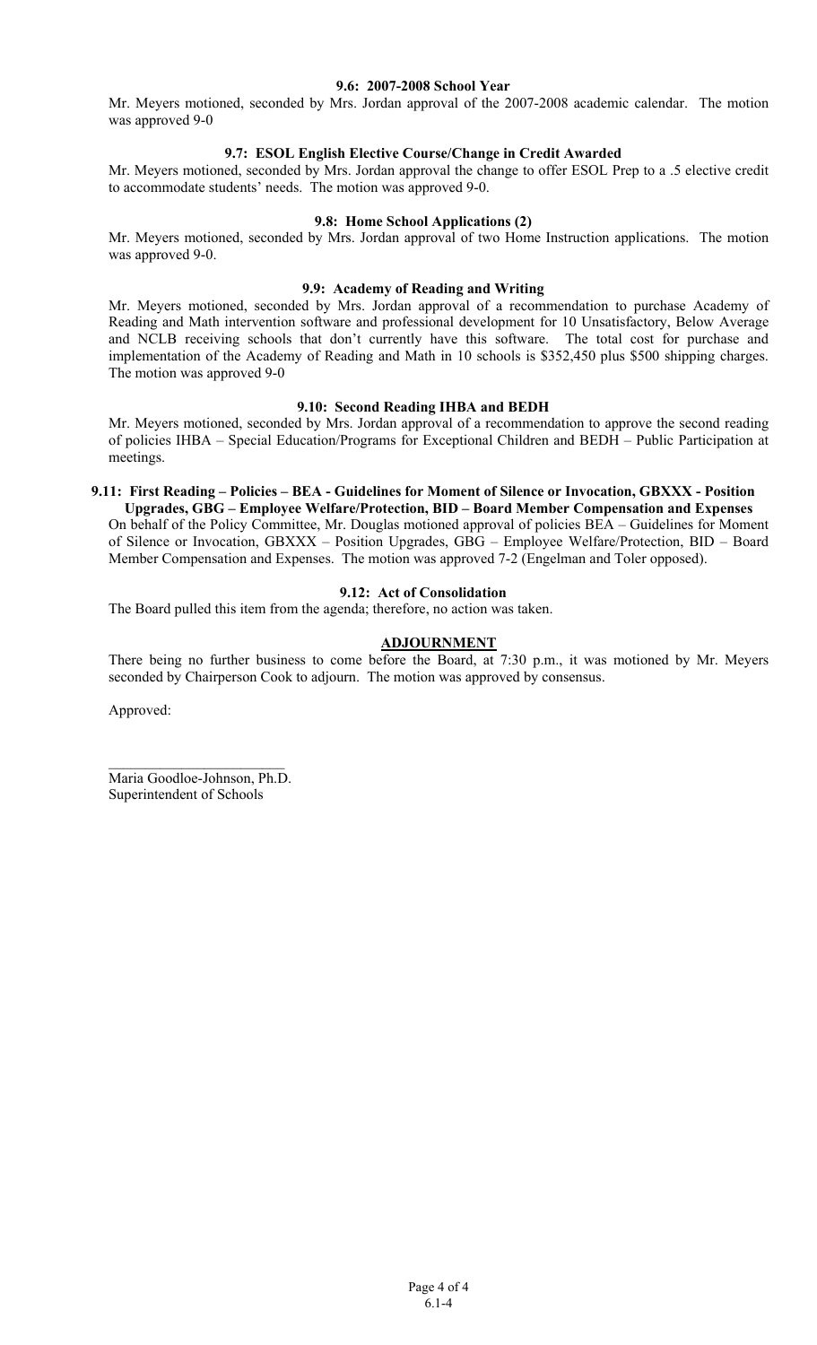### 9.6: 2007-2008 School Year

Mr. Meyers motioned, seconded by Mrs. Jordan approval of the 2007-2008 academic calendar. The motion was approved 9-0

### 9.7: ESOL English Elective Course/Change in Credit Awarded

Mr. Meyers motioned, seconded by Mrs. Jordan approval the change to offer ESOL Prep to a .5 elective credit to accommodate students' needs. The motion was approved 9-0.

### 9.8: Home School Applications (2)

Mr. Meyers motioned, seconded by Mrs. Jordan approval of two Home Instruction applications. The motion was approved 9-0.

### 9.9: Academy of Reading and Writing

Mr. Meyers motioned, seconded by Mrs. Jordan approval of a recommendation to purchase Academy of Reading and Math intervention software and professional development for 10 Unsatisfactory, Below Average and NCLB receiving schools that don't currently have this software. The total cost for purchase and implementation of the Academy of Reading and Math in 10 schools is $352,450 plus $500 shipping charges. The motion was approved 9-0

### 9.10: Second Reading IHBA and BEDH

Mr. Meyers motioned, seconded by Mrs. Jordan approval of a recommendation to approve the second reading of policies IHBA – Special Education/Programs for Exceptional Children and BEDH – Public Participation at meetings.

### 9.11: First Reading – Policies – BEA - Guidelines for Moment of Silence or Invocation, GBXXX - Position Upgrades, GBG – Employee Welfare/Protection, BID – Board Member Compensation and Expenses

On behalf of the Policy Committee, Mr. Douglas motioned approval of policies BEA – Guidelines for Moment of Silence or Invocation, GBXXX – Position Upgrades, GBG – Employee Welfare/Protection, BID – Board Member Compensation and Expenses. The motion was approved 7-2 (Engelman and Toler opposed).

### 9.12: Act of Consolidation

The Board pulled this item from the agenda; therefore, no action was taken.

## ADJOURNMENT

There being no further business to come before the Board, at 7:30 p.m., it was motioned by Mr. Meyers seconded by Chairperson Cook to adjourn. The motion was approved by consensus.

Approved:

\_\_\_\_\_\_\_\_\_\_\_\_\_\_\_\_\_\_\_\_\_\_\_\_

Maria Goodloe-Johnson, Ph.D.
Superintendent of Schools

6.1-4